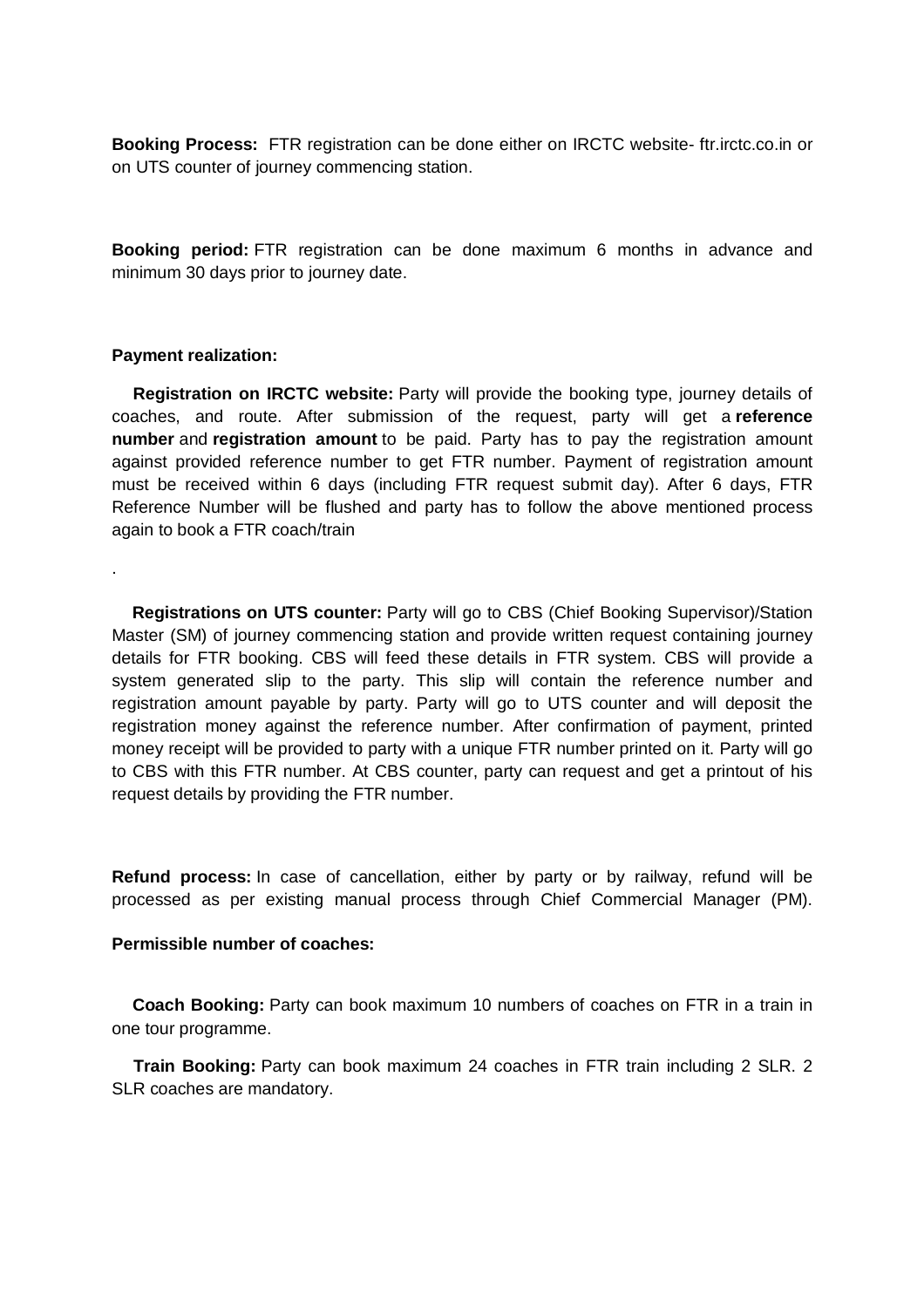**Booking Process:** FTR registration can be done either on IRCTC website- ftr.irctc.co.in or on UTS counter of journey commencing station.

**Booking period:** FTR registration can be done maximum 6 months in advance and minimum 30 days prior to journey date.

**Payment realization:**

**Registration on IRCTC website:** Party will provide the booking type, journey details of coaches, and route. After submission of the request, party will get a **reference number** and **registration amount** to be paid. Party has to pay the registration amount against provided reference number to get FTR number. Payment of registration amount must be received within 6 days (including FTR request submit day). After 6 days, FTR Reference Number will be flushed and party has to follow the above mentioned process again to book a FTR coach/train

.

**Registrations on UTS counter:** Party will go to CBS (Chief Booking Supervisor)/Station Master (SM) of journey commencing station and provide written request containing journey details for FTR booking. CBS will feed these details in FTR system. CBS will provide a system generated slip to the party. This slip will contain the reference number and registration amount payable by party. Party will go to UTS counter and will deposit the registration money against the reference number. After confirmation of payment, printed money receipt will be provided to party with a unique FTR number printed on it. Party will go to CBS with this FTR number. At CBS counter, party can request and get a printout of his request details by providing the FTR number.

**Refund process:** In case of cancellation, either by party or by railway, refund will be processed as per existing manual process through Chief Commercial Manager (PM).

**Permissible number of coaches:**

**Coach Booking:** Party can book maximum 10 numbers of coaches on FTR in a train in one tour programme.

**Train Booking:** Party can book maximum 24 coaches in FTR train including 2 SLR. 2 SLR coaches are mandatory.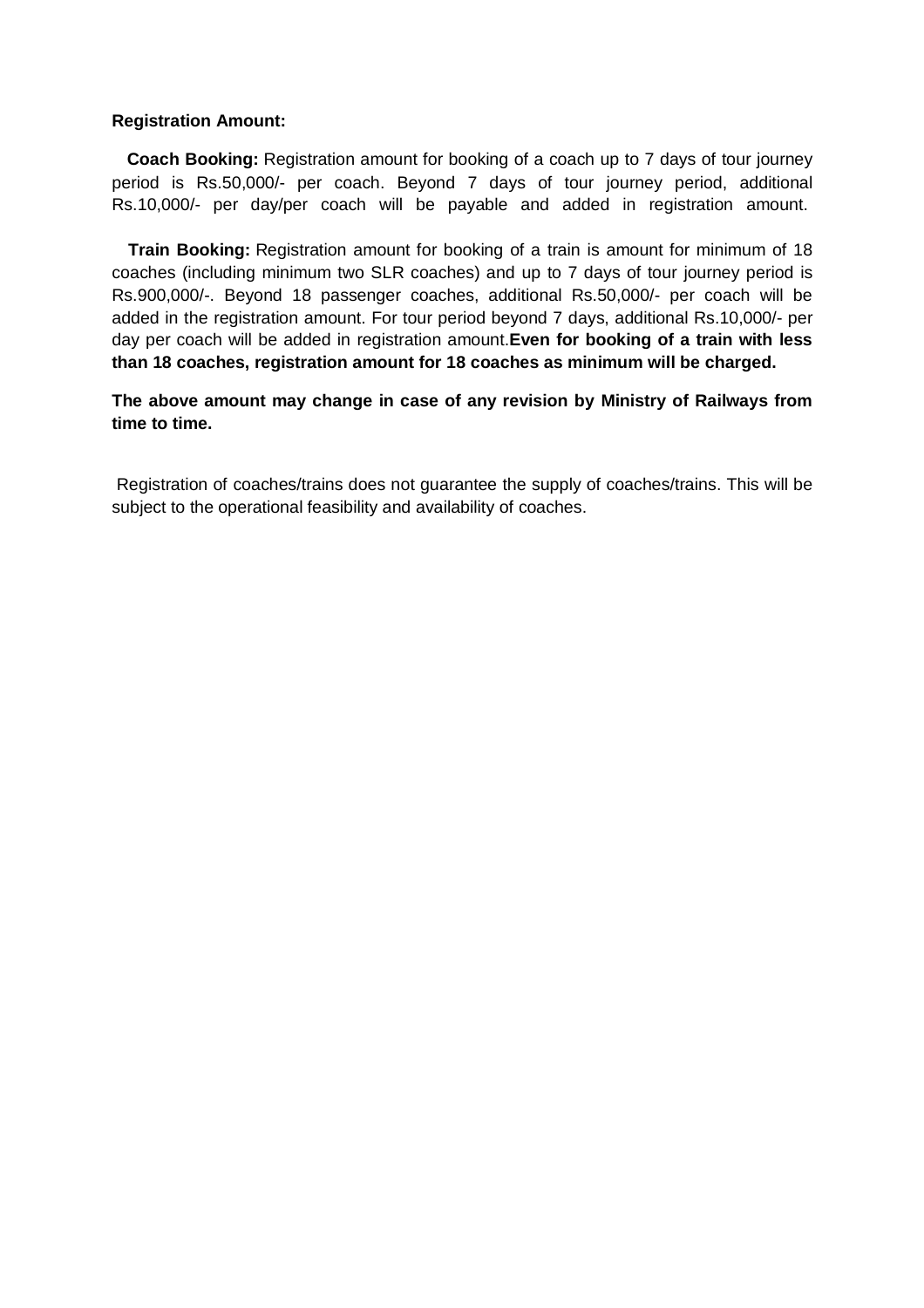**Registration Amount:**

**Coach Booking:** Registration amount for booking of a coach up to 7 days of tour journey period is Rs.50,000/- per coach. Beyond 7 days of tour journey period, additional Rs.10,000/- per day/per coach will be payable and added in registration amount.

**Train Booking:** Registration amount for booking of a train is amount for minimum of 18 coaches (including minimum two SLR coaches) and up to 7 days of tour journey period is Rs.900,000/-. Beyond 18 passenger coaches, additional Rs.50,000/- per coach will be added in the registration amount. For tour period beyond 7 days, additional Rs.10,000/- per day per coach will be added in registration amount.**Even for booking of a train with less than 18 coaches, registration amount for 18 coaches as minimum will be charged.**

**The above amount may change in case of any revision by Ministry of Railways from time to time.**

Registration of coaches/trains does not guarantee the supply of coaches/trains. This will be subject to the operational feasibility and availability of coaches.